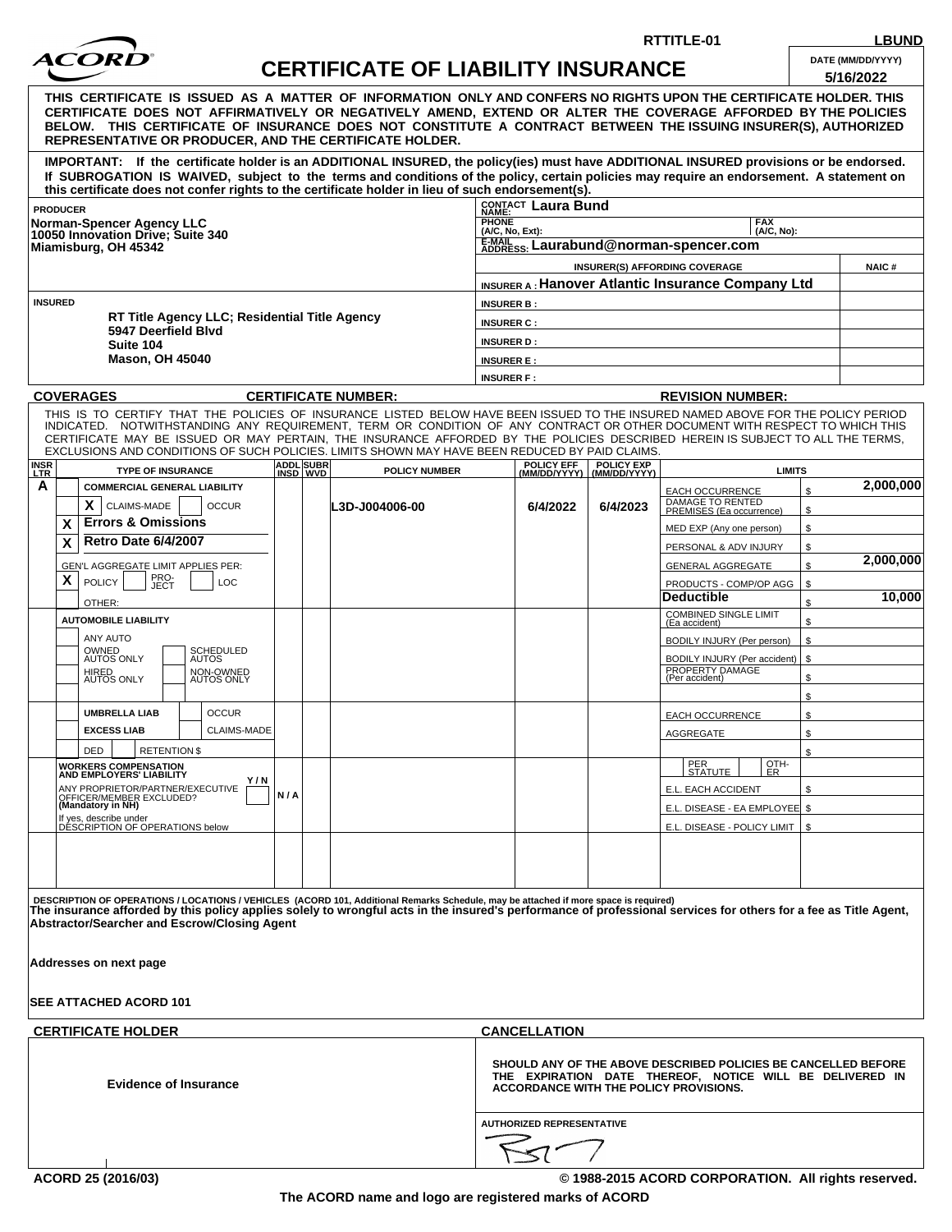RTTITLE-01 LBUND

# CERTIFICATE OF LIABILITY INSURANCE

DATE (MM/DD/YYYY): 5/16/2022

**THIS CERTIFICATE IS ISSUED AS A MATTER OF INFORMATION ONLY AND CONFERS NO RIGHTS UPON THE CERTIFICATE HOLDER. THIS CERTIFICATE DOES NOT AFFIRMATIVELY OR NEGATIVELY AMEND, EXTEND OR ALTER THE COVERAGE AFFORDED BY THE POLICIES BELOW. THIS CERTIFICATE OF INSURANCE DOES NOT CONSTITUTE A CONTRACT BETWEEN THE ISSUING INSURER(S), AUTHORIZED REPRESENTATIVE OR PRODUCER, AND THE CERTIFICATE HOLDER.**

**IMPORTANT: If the certificate holder is an ADDITIONAL INSURED, the policy(ies) must have ADDITIONAL INSURED provisions or be endorsed. If SUBROGATION IS WAIVED, subject to the terms and conditions of the policy, certain policies may require an endorsement. A statement on this certificate does not confer rights to the certificate holder in lieu of such endorsement(s).**

| PRODUCER | CONTACT NAME: Laura Bund | |
|---|---|---|
| Norman-Spencer Agency LLC<br>10050 Innovation Drive; Suite 340<br>Miamisburg, OH 45342 | PHONE (A/C, No, Ext): | FAX (A/C, No): |
| | E-MAIL ADDRESS: Laurabund@norman-spencer.com | |
| | INSURER(S) AFFORDING COVERAGE | NAIC # |
| | INSURER A : Hanover Atlantic Insurance Company Ltd | |
| INSURED | INSURER B : | |
| RT Title Agency LLC; Residential Title Agency<br>5947 Deerfield Blvd<br>Suite 104<br>Mason, OH 45040 | INSURER C : | |
| | INSURER D : | |
| | INSURER E : | |
| | INSURER F : | |

**COVERAGES** CERTIFICATE NUMBER: REVISION NUMBER:

THIS IS TO CERTIFY THAT THE POLICIES OF INSURANCE LISTED BELOW HAVE BEEN ISSUED TO THE INSURED NAMED ABOVE FOR THE POLICY PERIOD INDICATED. NOTWITHSTANDING ANY REQUIREMENT, TERM OR CONDITION OF ANY CONTRACT OR OTHER DOCUMENT WITH RESPECT TO WHICH THIS CERTIFICATE MAY BE ISSUED OR MAY PERTAIN, THE INSURANCE AFFORDED BY THE POLICIES DESCRIBED HEREIN IS SUBJECT TO ALL THE TERMS, EXCLUSIONS AND CONDITIONS OF SUCH POLICIES. LIMITS SHOWN MAY HAVE BEEN REDUCED BY PAID CLAIMS.

| INSR LTR | TYPE OF INSURANCE | ADDL INSD | SUBR WVD | POLICY NUMBER | POLICY EFF (MM/DD/YYYY) | POLICY EXP (MM/DD/YYYY) | LIMITS | |
|---|---|---|---|---|---|---|---|---|
| A | COMMERCIAL GENERAL LIABILITY | | | | | | EACH OCCURRENCE | $ 2,000,000 |
| | X CLAIMS-MADE / OCCUR | | | L3D-J004006-00 | 6/4/2022 | 6/4/2023 | DAMAGE TO RENTED PREMISES (Ea occurrence) | $ |
| | X Errors & Omissions | | | | | | MED EXP (Any one person) | $ |
| | X Retro Date 6/4/2007 | | | | | | PERSONAL & ADV INJURY | $ |
| | GEN'L AGGREGATE LIMIT APPLIES PER: | | | | | | GENERAL AGGREGATE | $ 2,000,000 |
| | X POLICY / PRO-JECT / LOC | | | | | | PRODUCTS - COMP/OP AGG | $ |
| | OTHER: | | | | | | Deductible | $ 10,000 |
| | AUTOMOBILE LIABILITY | | | | | | COMBINED SINGLE LIMIT (Ea accident) | $ |
| | ANY AUTO | | | | | | BODILY INJURY (Per person) | $ |
| | OWNED AUTOS ONLY / SCHEDULED AUTOS | | | | | | BODILY INJURY (Per accident) | $ |
| | HIRED AUTOS ONLY / NON-OWNED AUTOS ONLY | | | | | | PROPERTY DAMAGE (Per accident) | $ |
| | | | | | | | | $ |
| | UMBRELLA LIAB / OCCUR | | | | | | EACH OCCURRENCE | $ |
| | EXCESS LIAB / CLAIMS-MADE | | | | | | AGGREGATE | $ |
| | DED / RETENTION $ | | | | | | | $ |
| | WORKERS COMPENSATION AND EMPLOYERS' LIABILITY Y/N | | | | | | PER STATUTE / OTH-ER | |
| | ANY PROPRIETOR/PARTNER/EXECUTIVE OFFICER/MEMBER EXCLUDED? (Mandatory in NH) | N / A | | | | | E.L. EACH ACCIDENT | $ |
| | If yes, describe under DESCRIPTION OF OPERATIONS below | | | | | | E.L. DISEASE - EA EMPLOYEE | $ |
| | | | | | | | E.L. DISEASE - POLICY LIMIT | $ |

DESCRIPTION OF OPERATIONS / LOCATIONS / VEHICLES (ACORD 101, Additional Remarks Schedule, may be attached if more space is required)

**The insurance afforded by this policy applies solely to wrongful acts in the insured's performance of professional services for others for a fee as Title Agent, Abstractor/Searcher and Escrow/Closing Agent**

**Addresses on next page**

**SEE ATTACHED ACORD 101**

| CERTIFICATE HOLDER | CANCELLATION |
|---|---|
| Evidence of Insurance | SHOULD ANY OF THE ABOVE DESCRIBED POLICIES BE CANCELLED BEFORE THE EXPIRATION DATE THEREOF, NOTICE WILL BE DELIVERED IN ACCORDANCE WITH THE POLICY PROVISIONS. |
| | AUTHORIZED REPRESENTATIVE |

ACORD 25 (2016/03) © 1988-2015 ACORD CORPORATION. All rights reserved.

The ACORD name and logo are registered marks of ACORD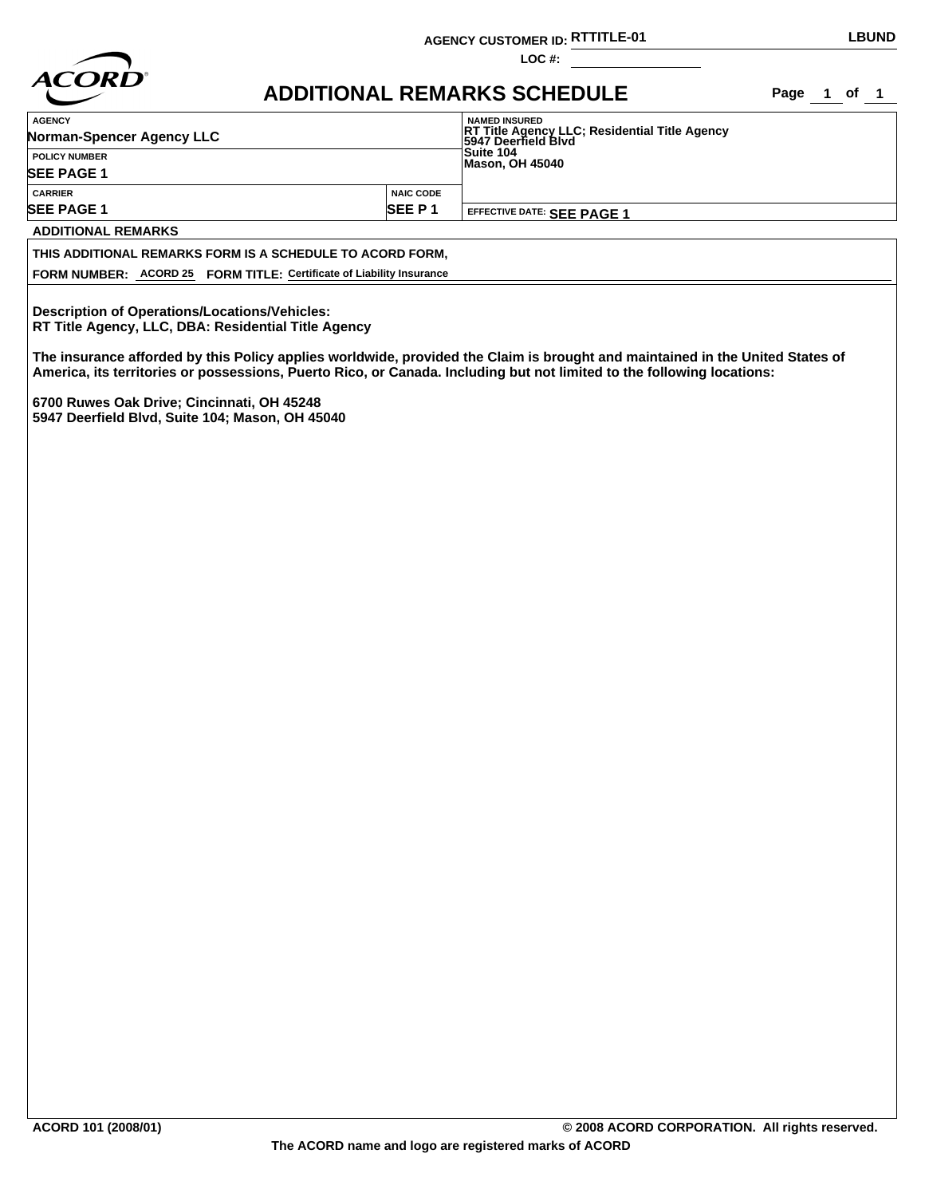AGENCY CUSTOMER ID: RTTITLE-01

LBUND

LOC #:

# ADDITIONAL REMARKS SCHEDULE

| | | |
|---|---|---|
| AGENCY<br>Norman-Spencer Agency LLC | | NAMED INSURED<br>RT Title Agency LLC; Residential Title Agency<br>5947 Deerfield Blvd<br>Suite 104<br>Mason, OH 45040 |
| POLICY NUMBER<br>SEE PAGE 1 | | |
| CARRIER<br>SEE PAGE 1 | NAIC CODE<br>SEE P 1 | EFFECTIVE DATE: SEE PAGE 1 |

**ADDITIONAL REMARKS**

THIS ADDITIONAL REMARKS FORM IS A SCHEDULE TO ACORD FORM,

FORM NUMBER: ACORD 25 FORM TITLE: Certificate of Liability Insurance

**Description of Operations/Locations/Vehicles:**
**RT Title Agency, LLC, DBA: Residential Title Agency**

**The insurance afforded by this Policy applies worldwide, provided the Claim is brought and maintained in the United States of America, its territories or possessions, Puerto Rico, or Canada. Including but not limited to the following locations:**

**6700 Ruwes Oak Drive; Cincinnati, OH 45248**
**5947 Deerfield Blvd, Suite 104; Mason, OH 45040**

ACORD 101 (2008/01) © 2008 ACORD CORPORATION. All rights reserved.

The ACORD name and logo are registered marks of ACORD